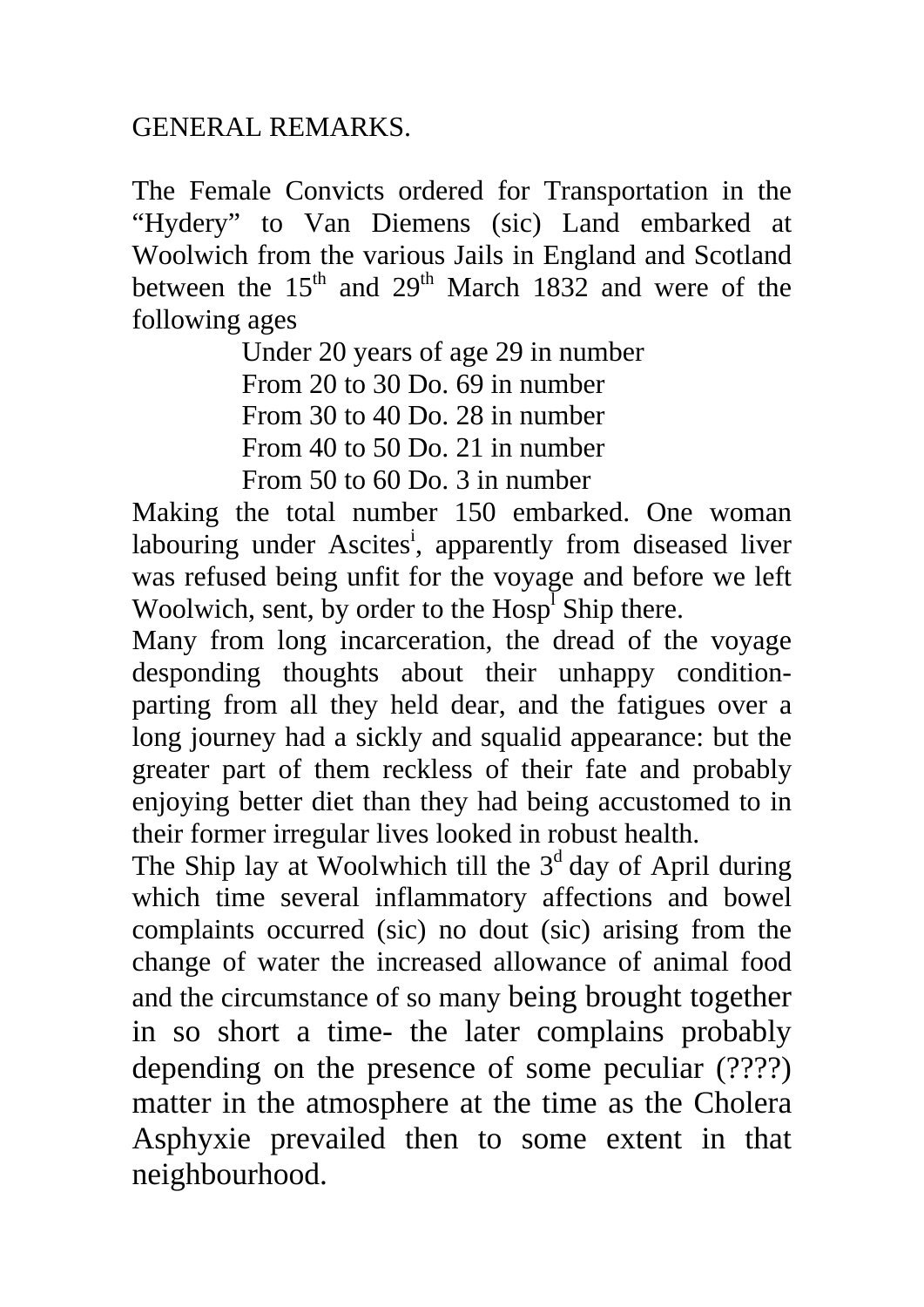GENERAL REMARKS.

The Female Convicts ordered for Transportation in the "Hydery" to Van Diemens (sic) Land embarked at Woolwich from the various Jails in England and Scotland between the 15th and 29th March 1832 and were of the following ages

Under 20 years of age 29 in number
From 20 to 30 Do. 69 in number
From 30 to 40 Do. 28 in number
From 40 to 50 Do. 21 in number
From 50 to 60 Do. 3 in number

Making the total number 150 embarked. One woman labouring under Ascites[i], apparently from diseased liver was refused being unfit for the voyage and before we left Woolwich, sent, by order to the Hosp[l] Ship there.

Many from long incarceration, the dread of the voyage desponding thoughts about their unhappy condition- parting from all they held dear, and the fatigues over a long journey had a sickly and squalid appearance: but the greater part of them reckless of their fate and probably enjoying better diet than they had being accustomed to in their former irregular lives looked in robust health.

The Ship lay at Woolwhich till the 3d day of April during which time several inflammatory affections and bowel complaints occurred (sic) no dout (sic) arising from the change of water the increased allowance of animal food and the circumstance of so many being brought together in so short a time- the later complains probably depending on the presence of some peculiar (????) matter in the atmosphere at the time as the Cholera Asphyxie prevailed then to some extent in that neighbourhood.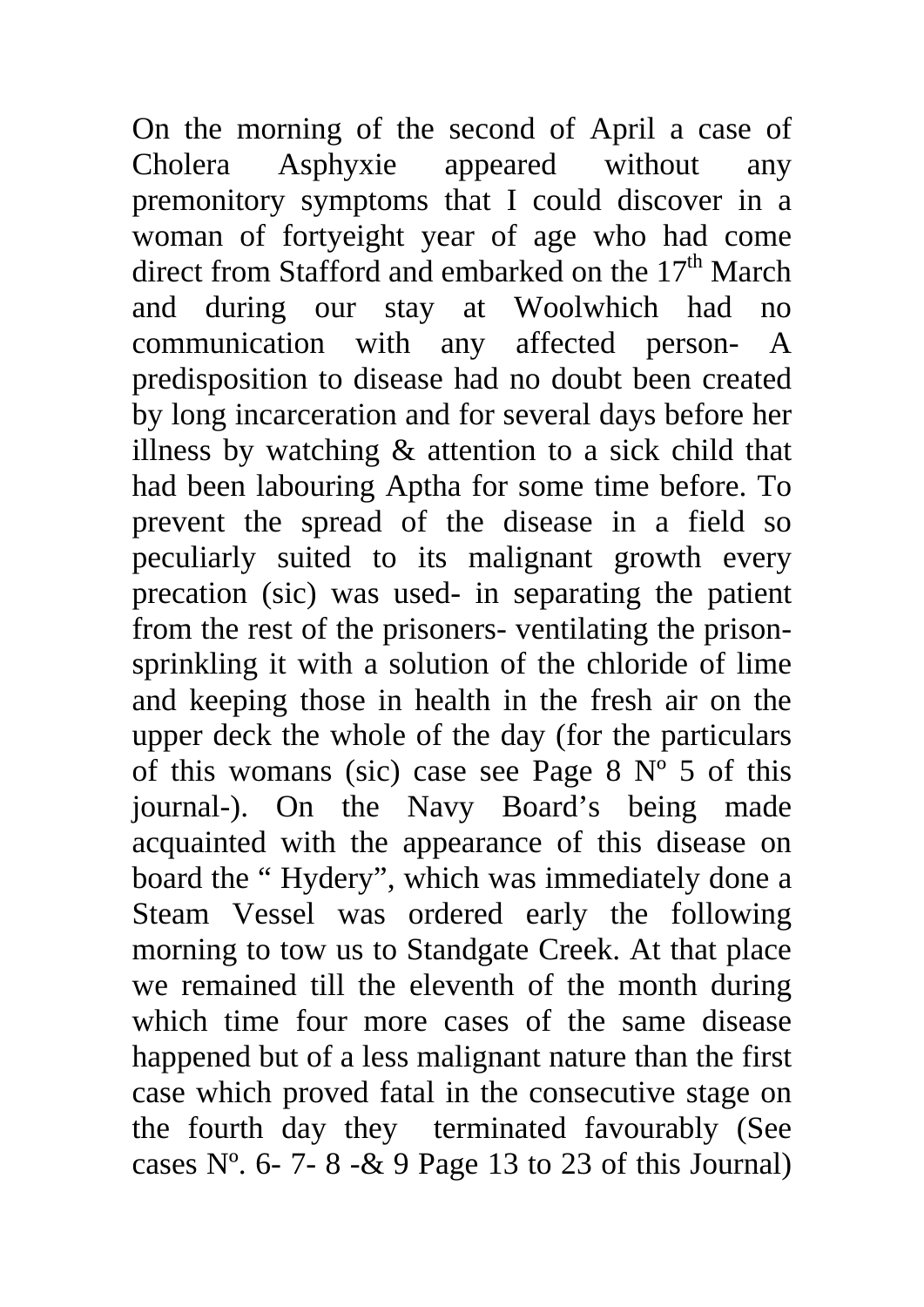On the morning of the second of April a case of Cholera Asphyxie appeared without any premonitory symptoms that I could discover in a woman of fortyeight year of age who had come direct from Stafford and embarked on the 17th March and during our stay at Woolwhich had no communication with any affected person- A predisposition to disease had no doubt been created by long incarceration and for several days before her illness by watching & attention to a sick child that had been labouring Aptha for some time before. To prevent the spread of the disease in a field so peculiarly suited to its malignant growth every precation (sic) was used- in separating the patient from the rest of the prisoners- ventilating the prison- sprinkling it with a solution of the chloride of lime and keeping those in health in the fresh air on the upper deck the whole of the day (for the particulars of this womans (sic) case see Page 8 Nº 5 of this journal-). On the Navy Board's being made acquainted with the appearance of this disease on board the " Hydery", which was immediately done a Steam Vessel was ordered early the following morning to tow us to Standgate Creek. At that place we remained till the eleventh of the month during which time four more cases of the same disease happened but of a less malignant nature than the first case which proved fatal in the consecutive stage on the fourth day they terminated favourably (See cases Nº. 6- 7- 8 -& 9 Page 13 to 23 of this Journal)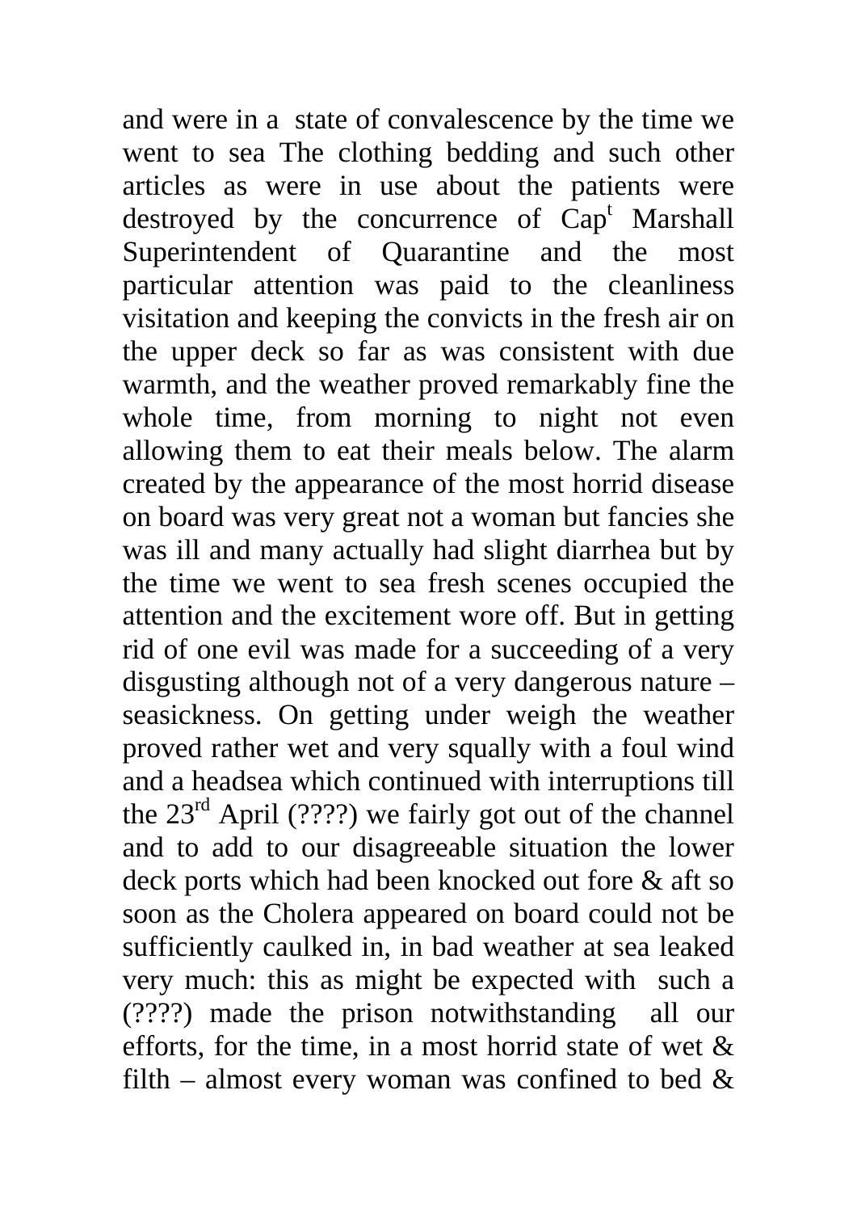and were in a state of convalescence by the time we went to sea The clothing bedding and such other articles as were in use about the patients were destroyed by the concurrence of Cap[t] Marshall Superintendent of Quarantine and the most particular attention was paid to the cleanliness visitation and keeping the convicts in the fresh air on the upper deck so far as was consistent with due warmth, and the weather proved remarkably fine the whole time, from morning to night not even allowing them to eat their meals below. The alarm created by the appearance of the most horrid disease on board was very great not a woman but fancies she was ill and many actually had slight diarrhea but by the time we went to sea fresh scenes occupied the attention and the excitement wore off. But in getting rid of one evil was made for a succeeding of a very disgusting although not of a very dangerous nature – seasickness. On getting under weigh the weather proved rather wet and very squally with a foul wind and a headsea which continued with interruptions till the 23[rd] April (????) we fairly got out of the channel and to add to our disagreeable situation the lower deck ports which had been knocked out fore & aft so soon as the Cholera appeared on board could not be sufficiently caulked in, in bad weather at sea leaked very much: this as might be expected with such a (????) made the prison notwithstanding all our efforts, for the time, in a most horrid state of wet & filth – almost every woman was confined to bed &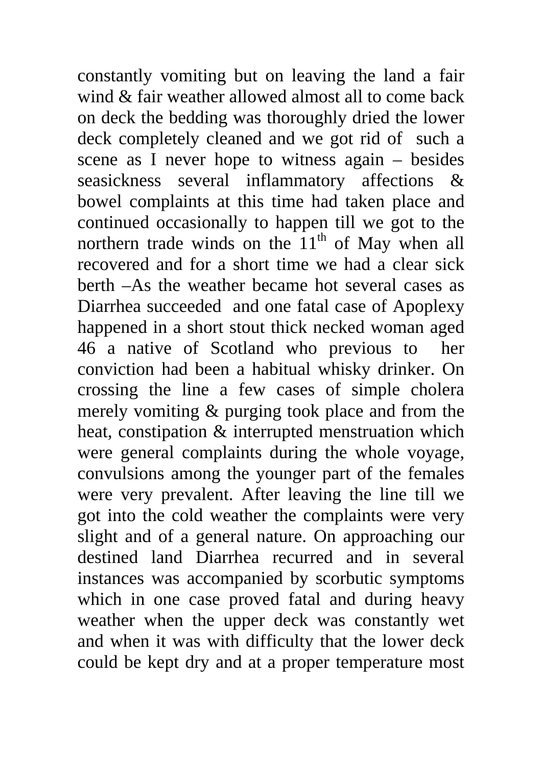constantly vomiting but on leaving the land a fair wind & fair weather allowed almost all to come back on deck the bedding was thoroughly dried the lower deck completely cleaned and we got rid of such a scene as I never hope to witness again – besides seasickness several inflammatory affections & bowel complaints at this time had taken place and continued occasionally to happen till we got to the northern trade winds on the 11th of May when all recovered and for a short time we had a clear sick berth –As the weather became hot several cases as Diarrhea succeeded and one fatal case of Apoplexy happened in a short stout thick necked woman aged 46 a native of Scotland who previous to her conviction had been a habitual whisky drinker. On crossing the line a few cases of simple cholera merely vomiting & purging took place and from the heat, constipation & interrupted menstruation which were general complaints during the whole voyage, convulsions among the younger part of the females were very prevalent. After leaving the line till we got into the cold weather the complaints were very slight and of a general nature. On approaching our destined land Diarrhea recurred and in several instances was accompanied by scorbutic symptoms which in one case proved fatal and during heavy weather when the upper deck was constantly wet and when it was with difficulty that the lower deck could be kept dry and at a proper temperature most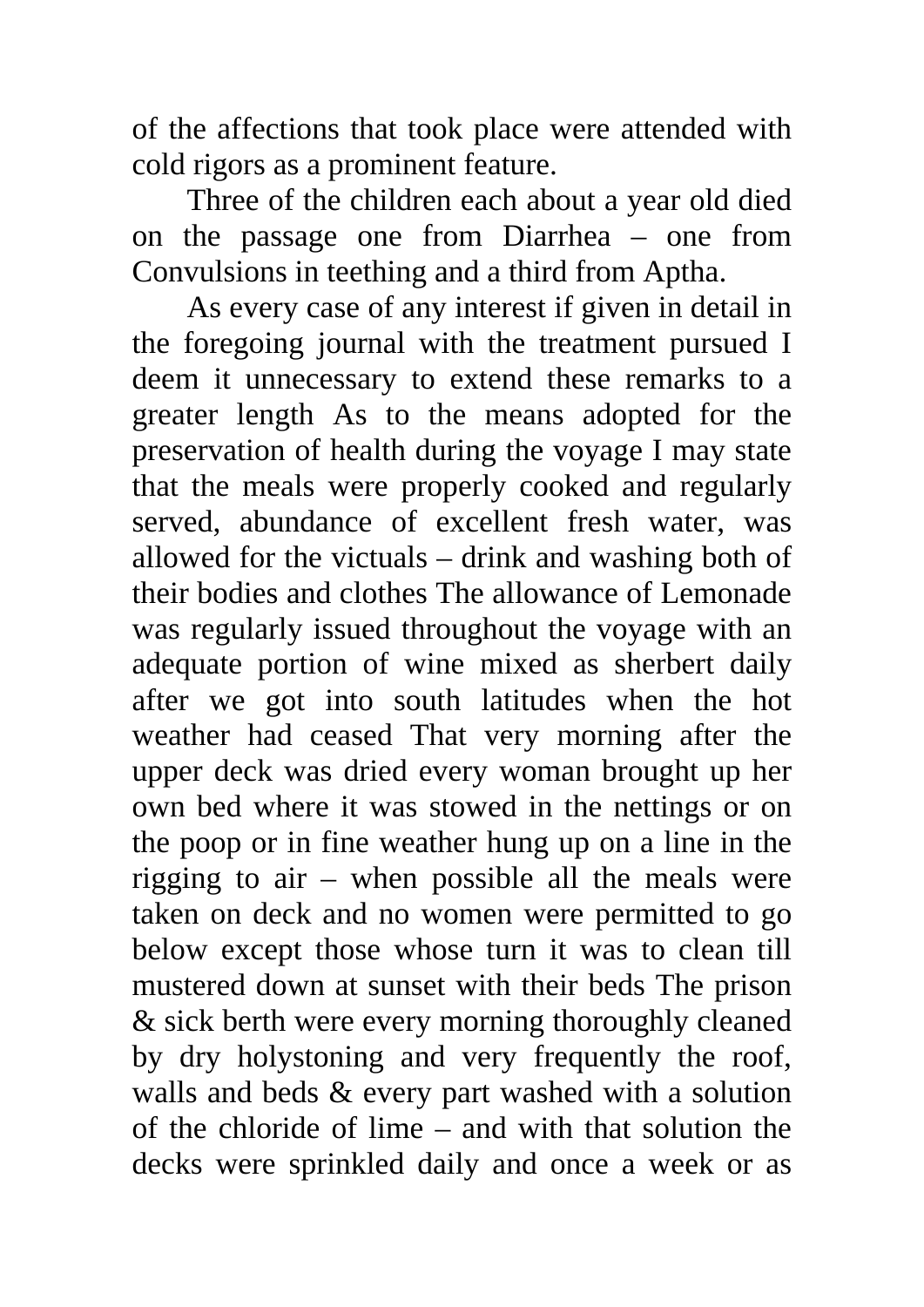of the affections that took place were attended with cold rigors as a prominent feature.

Three of the children each about a year old died on the passage one from Diarrhea – one from Convulsions in teething and a third from Aptha.

As every case of any interest if given in detail in the foregoing journal with the treatment pursued I deem it unnecessary to extend these remarks to a greater length As to the means adopted for the preservation of health during the voyage I may state that the meals were properly cooked and regularly served, abundance of excellent fresh water, was allowed for the victuals – drink and washing both of their bodies and clothes The allowance of Lemonade was regularly issued throughout the voyage with an adequate portion of wine mixed as sherbert daily after we got into south latitudes when the hot weather had ceased That very morning after the upper deck was dried every woman brought up her own bed where it was stowed in the nettings or on the poop or in fine weather hung up on a line in the rigging to air – when possible all the meals were taken on deck and no women were permitted to go below except those whose turn it was to clean till mustered down at sunset with their beds The prison & sick berth were every morning thoroughly cleaned by dry holystoning and very frequently the roof, walls and beds & every part washed with a solution of the chloride of lime – and with that solution the decks were sprinkled daily and once a week or as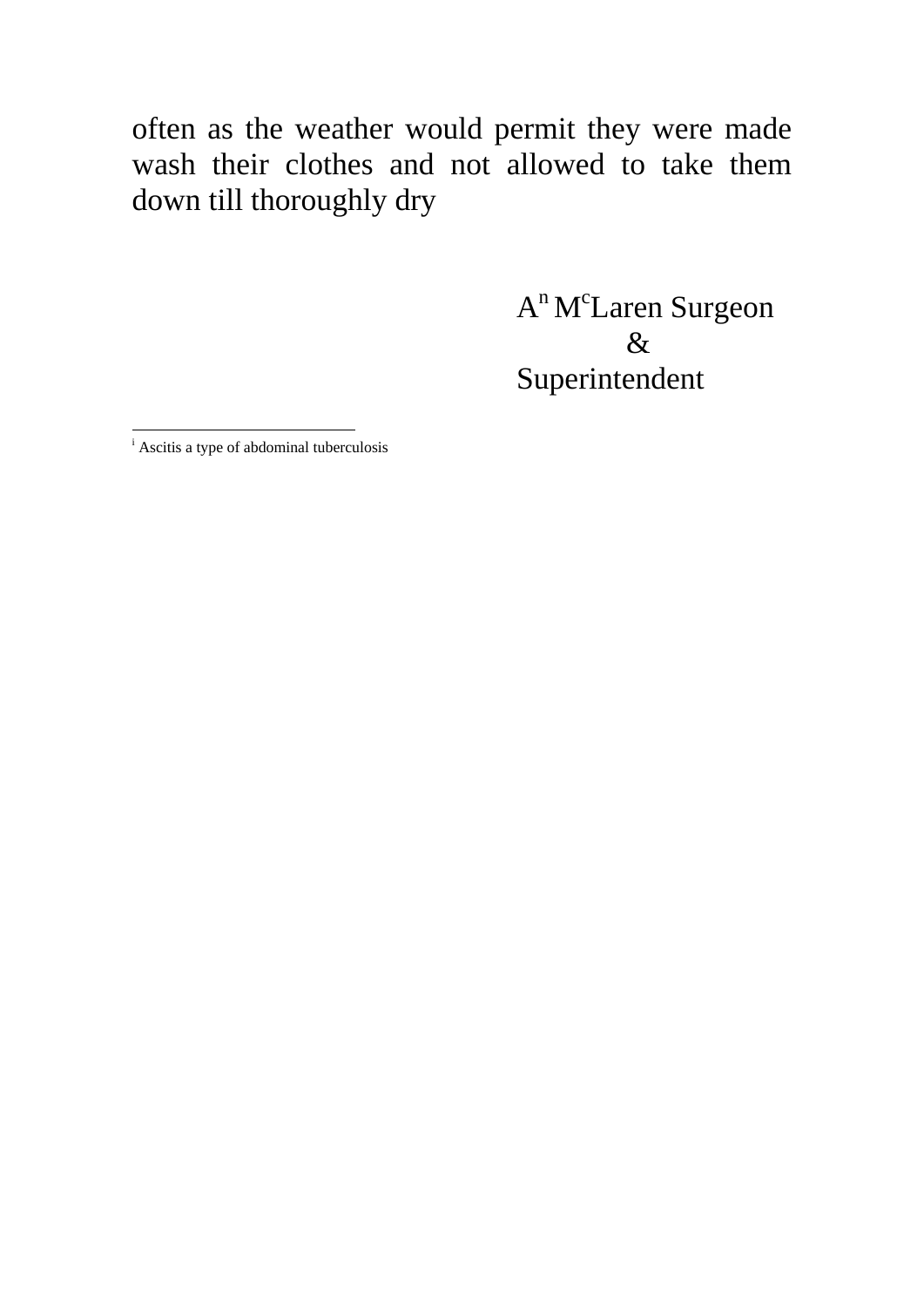often as the weather would permit they were made wash their clothes and not allowed to take them down till thoroughly dry

A[n] M[c]Laren Surgeon
&
Superintendent

---

[i] Ascitis a type of abdominal tuberculosis